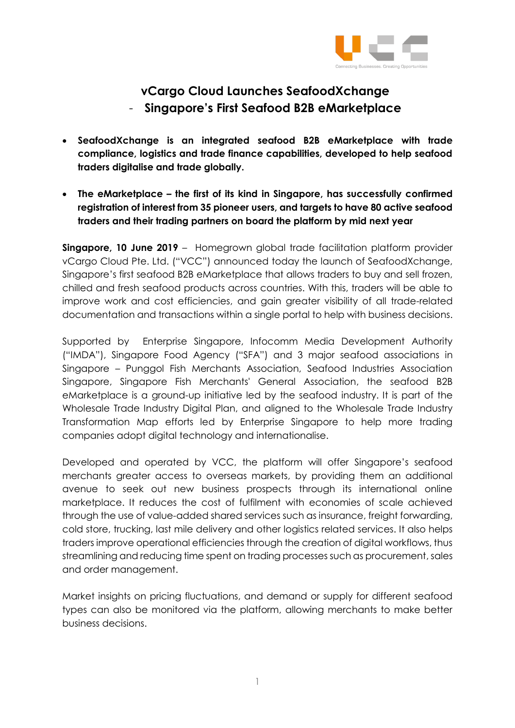# vCargo Cloud Launches SeafoodXchange
## - Singapore's First Seafood B2B eMarketplace

- **SeafoodXchange is an integrated seafood B2B eMarketplace with trade compliance, logistics and trade finance capabilities, developed to help seafood traders digitalise and trade globally.**

- **The eMarketplace – the first of its kind in Singapore, has successfully confirmed registration of interest from 35 pioneer users, and targets to have 80 active seafood traders and their trading partners on board the platform by mid next year**

**Singapore, 10 June 2019** – Homegrown global trade facilitation platform provider vCargo Cloud Pte. Ltd. ("VCC") announced today the launch of SeafoodXchange, Singapore's first seafood B2B eMarketplace that allows traders to buy and sell frozen, chilled and fresh seafood products across countries. With this, traders will be able to improve work and cost efficiencies, and gain greater visibility of all trade-related documentation and transactions within a single portal to help with business decisions.

Supported by Enterprise Singapore, Infocomm Media Development Authority ("IMDA"), Singapore Food Agency ("SFA") and 3 major seafood associations in Singapore – Punggol Fish Merchants Association, Seafood Industries Association Singapore, Singapore Fish Merchants' General Association, the seafood B2B eMarketplace is a ground-up initiative led by the seafood industry. It is part of the Wholesale Trade Industry Digital Plan, and aligned to the Wholesale Trade Industry Transformation Map efforts led by Enterprise Singapore to help more trading companies adopt digital technology and internationalise.

Developed and operated by VCC, the platform will offer Singapore's seafood merchants greater access to overseas markets, by providing them an additional avenue to seek out new business prospects through its international online marketplace. It reduces the cost of fulfilment with economies of scale achieved through the use of value-added shared services such as insurance, freight forwarding, cold store, trucking, last mile delivery and other logistics related services. It also helps traders improve operational efficiencies through the creation of digital workflows, thus streamlining and reducing time spent on trading processes such as procurement, sales and order management.

Market insights on pricing fluctuations, and demand or supply for different seafood types can also be monitored via the platform, allowing merchants to make better business decisions.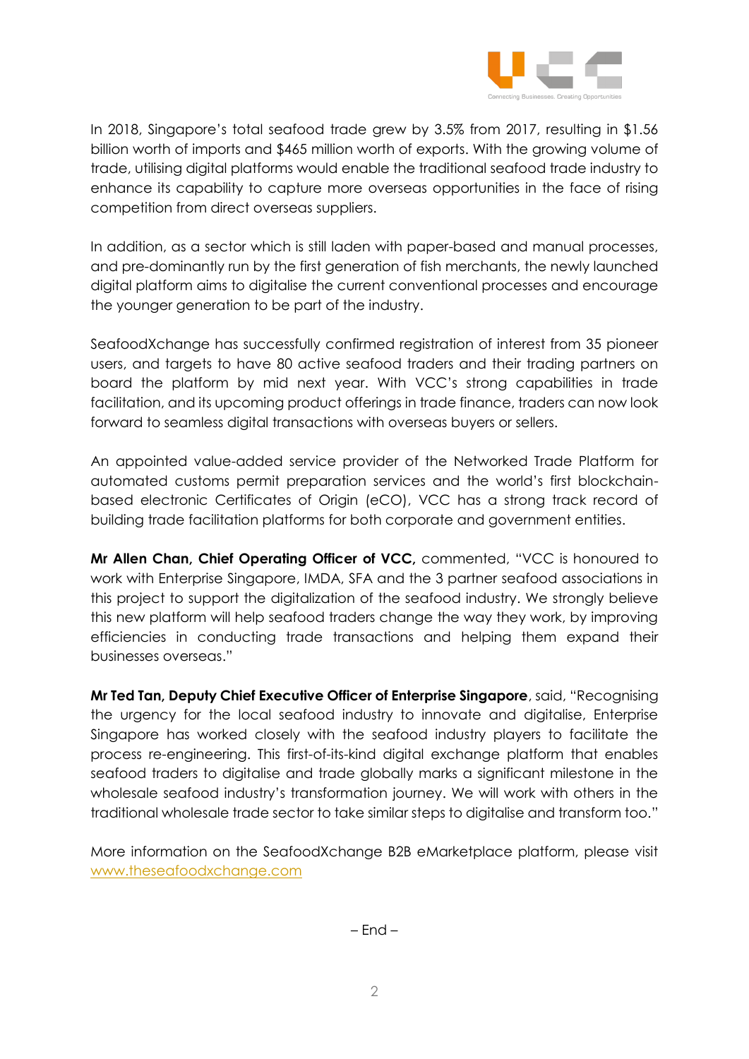In 2018, Singapore's total seafood trade grew by 3.5% from 2017, resulting in $1.56 billion worth of imports and $465 million worth of exports. With the growing volume of trade, utilising digital platforms would enable the traditional seafood trade industry to enhance its capability to capture more overseas opportunities in the face of rising competition from direct overseas suppliers.

In addition, as a sector which is still laden with paper-based and manual processes, and pre-dominantly run by the first generation of fish merchants, the newly launched digital platform aims to digitalise the current conventional processes and encourage the younger generation to be part of the industry.

SeafoodXchange has successfully confirmed registration of interest from 35 pioneer users, and targets to have 80 active seafood traders and their trading partners on board the platform by mid next year. With VCC's strong capabilities in trade facilitation, and its upcoming product offerings in trade finance, traders can now look forward to seamless digital transactions with overseas buyers or sellers.

An appointed value-added service provider of the Networked Trade Platform for automated customs permit preparation services and the world's first blockchain-based electronic Certificates of Origin (eCO), VCC has a strong track record of building trade facilitation platforms for both corporate and government entities.

**Mr Allen Chan, Chief Operating Officer of VCC,** commented, "VCC is honoured to work with Enterprise Singapore, IMDA, SFA and the 3 partner seafood associations in this project to support the digitalization of the seafood industry. We strongly believe this new platform will help seafood traders change the way they work, by improving efficiencies in conducting trade transactions and helping them expand their businesses overseas."

**Mr Ted Tan, Deputy Chief Executive Officer of Enterprise Singapore**, said, "Recognising the urgency for the local seafood industry to innovate and digitalise, Enterprise Singapore has worked closely with the seafood industry players to facilitate the process re-engineering. This first-of-its-kind digital exchange platform that enables seafood traders to digitalise and trade globally marks a significant milestone in the wholesale seafood industry's transformation journey. We will work with others in the traditional wholesale trade sector to take similar steps to digitalise and transform too."

More information on the SeafoodXchange B2B eMarketplace platform, please visit [www.theseafoodxchange.com](www.theseafoodxchange.com)

– End –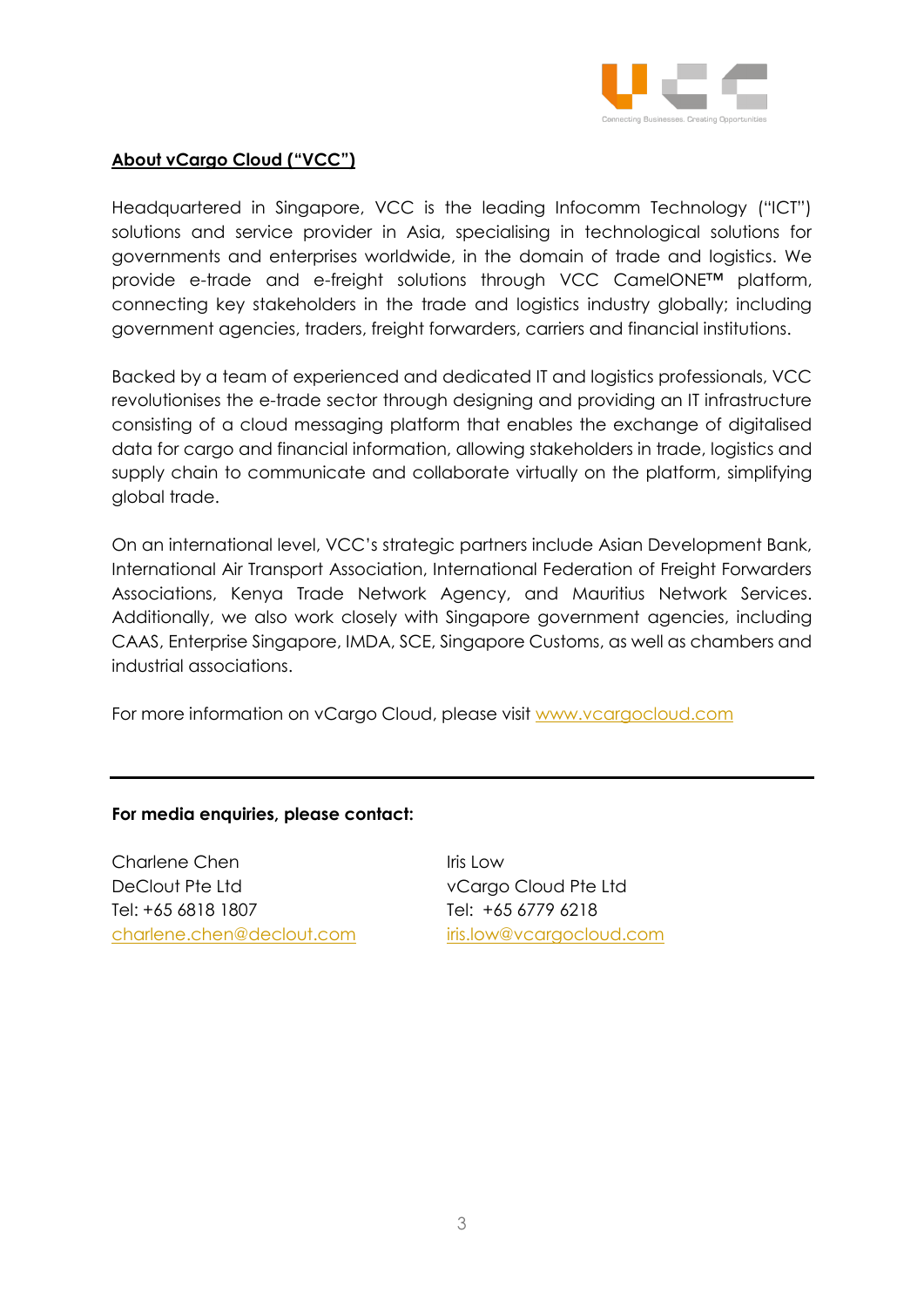## About vCargo Cloud ("VCC")

Headquartered in Singapore, VCC is the leading Infocomm Technology ("ICT") solutions and service provider in Asia, specialising in technological solutions for governments and enterprises worldwide, in the domain of trade and logistics. We provide e-trade and e-freight solutions through VCC CamelONE™ platform, connecting key stakeholders in the trade and logistics industry globally; including government agencies, traders, freight forwarders, carriers and financial institutions.

Backed by a team of experienced and dedicated IT and logistics professionals, VCC revolutionises the e-trade sector through designing and providing an IT infrastructure consisting of a cloud messaging platform that enables the exchange of digitalised data for cargo and financial information, allowing stakeholders in trade, logistics and supply chain to communicate and collaborate virtually on the platform, simplifying global trade.

On an international level, VCC's strategic partners include Asian Development Bank, International Air Transport Association, International Federation of Freight Forwarders Associations, Kenya Trade Network Agency, and Mauritius Network Services. Additionally, we also work closely with Singapore government agencies, including CAAS, Enterprise Singapore, IMDA, SCE, Singapore Customs, as well as chambers and industrial associations.

For more information on vCargo Cloud, please visit www.vcargocloud.com

---

**For media enquiries, please contact:**

Charlene Chen
DeClout Pte Ltd
Tel: +65 6818 1807
charlene.chen@declout.com

Iris Low
vCargo Cloud Pte Ltd
Tel: +65 6779 6218
iris.low@vcargocloud.com